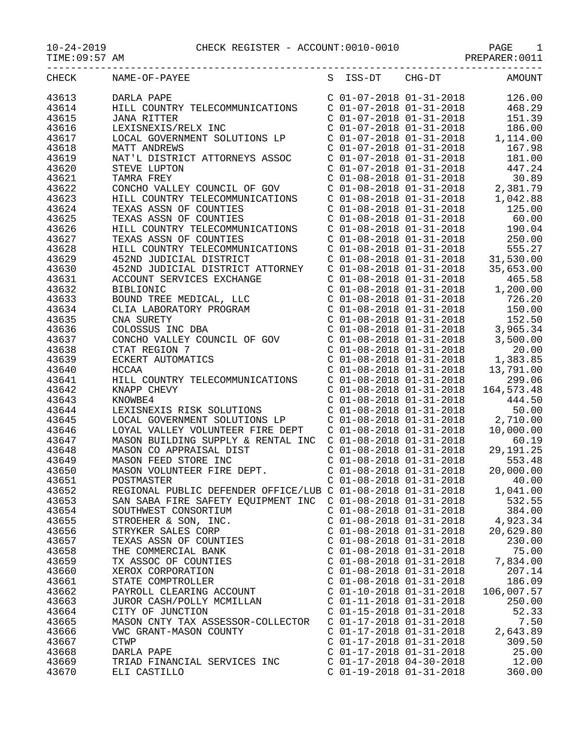10-24-2019 CHECK REGISTER - ACCOUNT:0010-0010 PAGE 1
TIME:09:57 AM PREPARER:0011

| CHECK | NAME-OF-PAYEE | S | ISS-DT | CHG-DT | AMOUNT |
|---|---|---|---|---|---|
| 43613 | DARLA PAPE | C | 01-07-2018 | 01-31-2018 | 126.00 |
| 43614 | HILL COUNTRY TELECOMMUNICATIONS | C | 01-07-2018 | 01-31-2018 | 468.29 |
| 43615 | JANA RITTER | C | 01-07-2018 | 01-31-2018 | 151.39 |
| 43616 | LEXISNEXIS/RELX INC | C | 01-07-2018 | 01-31-2018 | 186.00 |
| 43617 | LOCAL GOVERNMENT SOLUTIONS LP | C | 01-07-2018 | 01-31-2018 | 1,114.00 |
| 43618 | MATT ANDREWS | C | 01-07-2018 | 01-31-2018 | 167.98 |
| 43619 | NAT'L DISTRICT ATTORNEYS ASSOC | C | 01-07-2018 | 01-31-2018 | 181.00 |
| 43620 | STEVE LUPTON | C | 01-07-2018 | 01-31-2018 | 447.24 |
| 43621 | TAMRA FREY | C | 01-08-2018 | 01-31-2018 | 30.89 |
| 43622 | CONCHO VALLEY COUNCIL OF GOV | C | 01-08-2018 | 01-31-2018 | 2,381.79 |
| 43623 | HILL COUNTRY TELECOMMUNICATIONS | C | 01-08-2018 | 01-31-2018 | 1,042.88 |
| 43624 | TEXAS ASSN OF COUNTIES | C | 01-08-2018 | 01-31-2018 | 125.00 |
| 43625 | TEXAS ASSN OF COUNTIES | C | 01-08-2018 | 01-31-2018 | 60.00 |
| 43626 | HILL COUNTRY TELECOMMUNICATIONS | C | 01-08-2018 | 01-31-2018 | 190.04 |
| 43627 | TEXAS ASSN OF COUNTIES | C | 01-08-2018 | 01-31-2018 | 250.00 |
| 43628 | HILL COUNTRY TELECOMMUNICATIONS | C | 01-08-2018 | 01-31-2018 | 555.27 |
| 43629 | 452ND JUDICIAL DISTRICT | C | 01-08-2018 | 01-31-2018 | 31,530.00 |
| 43630 | 452ND JUDICIAL DISTRICT ATTORNEY | C | 01-08-2018 | 01-31-2018 | 35,653.00 |
| 43631 | ACCOUNT SERVICES EXCHANGE | C | 01-08-2018 | 01-31-2018 | 465.58 |
| 43632 | BIBLIONIC | C | 01-08-2018 | 01-31-2018 | 1,200.00 |
| 43633 | BOUND TREE MEDICAL, LLC | C | 01-08-2018 | 01-31-2018 | 726.20 |
| 43634 | CLIA LABORATORY PROGRAM | C | 01-08-2018 | 01-31-2018 | 150.00 |
| 43635 | CNA SURETY | C | 01-08-2018 | 01-31-2018 | 152.50 |
| 43636 | COLOSSUS INC DBA | C | 01-08-2018 | 01-31-2018 | 3,965.34 |
| 43637 | CONCHO VALLEY COUNCIL OF GOV | C | 01-08-2018 | 01-31-2018 | 3,500.00 |
| 43638 | CTAT REGION 7 | C | 01-08-2018 | 01-31-2018 | 20.00 |
| 43639 | ECKERT AUTOMATICS | C | 01-08-2018 | 01-31-2018 | 1,383.85 |
| 43640 | HCCAA | C | 01-08-2018 | 01-31-2018 | 13,791.00 |
| 43641 | HILL COUNTRY TELECOMMUNICATIONS | C | 01-08-2018 | 01-31-2018 | 299.06 |
| 43642 | KNAPP CHEVY | C | 01-08-2018 | 01-31-2018 | 164,573.48 |
| 43643 | KNOWBE4 | C | 01-08-2018 | 01-31-2018 | 444.50 |
| 43644 | LEXISNEXIS RISK SOLUTIONS | C | 01-08-2018 | 01-31-2018 | 50.00 |
| 43645 | LOCAL GOVERNMENT SOLUTIONS LP | C | 01-08-2018 | 01-31-2018 | 2,710.00 |
| 43646 | LOYAL VALLEY VOLUNTEER FIRE DEPT | C | 01-08-2018 | 01-31-2018 | 10,000.00 |
| 43647 | MASON BUILDING SUPPLY & RENTAL INC | C | 01-08-2018 | 01-31-2018 | 60.19 |
| 43648 | MASON CO APPRAISAL DIST | C | 01-08-2018 | 01-31-2018 | 29,191.25 |
| 43649 | MASON FEED STORE INC | C | 01-08-2018 | 01-31-2018 | 553.48 |
| 43650 | MASON VOLUNTEER FIRE DEPT. | C | 01-08-2018 | 01-31-2018 | 20,000.00 |
| 43651 | POSTMASTER | C | 01-08-2018 | 01-31-2018 | 40.00 |
| 43652 | REGIONAL PUBLIC DEFENDER OFFICE/LUB | C | 01-08-2018 | 01-31-2018 | 1,041.00 |
| 43653 | SAN SABA FIRE SAFETY EQUIPMENT INC | C | 01-08-2018 | 01-31-2018 | 532.55 |
| 43654 | SOUTHWEST CONSORTIUM | C | 01-08-2018 | 01-31-2018 | 384.00 |
| 43655 | STROEHER & SON, INC. | C | 01-08-2018 | 01-31-2018 | 4,923.34 |
| 43656 | STRYKER SALES CORP | C | 01-08-2018 | 01-31-2018 | 20,629.80 |
| 43657 | TEXAS ASSN OF COUNTIES | C | 01-08-2018 | 01-31-2018 | 230.00 |
| 43658 | THE COMMERCIAL BANK | C | 01-08-2018 | 01-31-2018 | 75.00 |
| 43659 | TX ASSOC OF COUNTIES | C | 01-08-2018 | 01-31-2018 | 7,834.00 |
| 43660 | XEROX CORPORATION | C | 01-08-2018 | 01-31-2018 | 207.14 |
| 43661 | STATE COMPTROLLER | C | 01-08-2018 | 01-31-2018 | 186.09 |
| 43662 | PAYROLL CLEARING ACCOUNT | C | 01-10-2018 | 01-31-2018 | 106,007.57 |
| 43663 | JUROR CASH/POLLY MCMILLAN | C | 01-11-2018 | 01-31-2018 | 250.00 |
| 43664 | CITY OF JUNCTION | C | 01-15-2018 | 01-31-2018 | 52.33 |
| 43665 | MASON CNTY TAX ASSESSOR-COLLECTOR | C | 01-17-2018 | 01-31-2018 | 7.50 |
| 43666 | VWC GRANT-MASON COUNTY | C | 01-17-2018 | 01-31-2018 | 2,643.89 |
| 43667 | CTWP | C | 01-17-2018 | 01-31-2018 | 309.50 |
| 43668 | DARLA PAPE | C | 01-17-2018 | 01-31-2018 | 25.00 |
| 43669 | TRIAD FINANCIAL SERVICES INC | C | 01-17-2018 | 04-30-2018 | 12.00 |
| 43670 | ELI CASTILLO | C | 01-19-2018 | 01-31-2018 | 360.00 |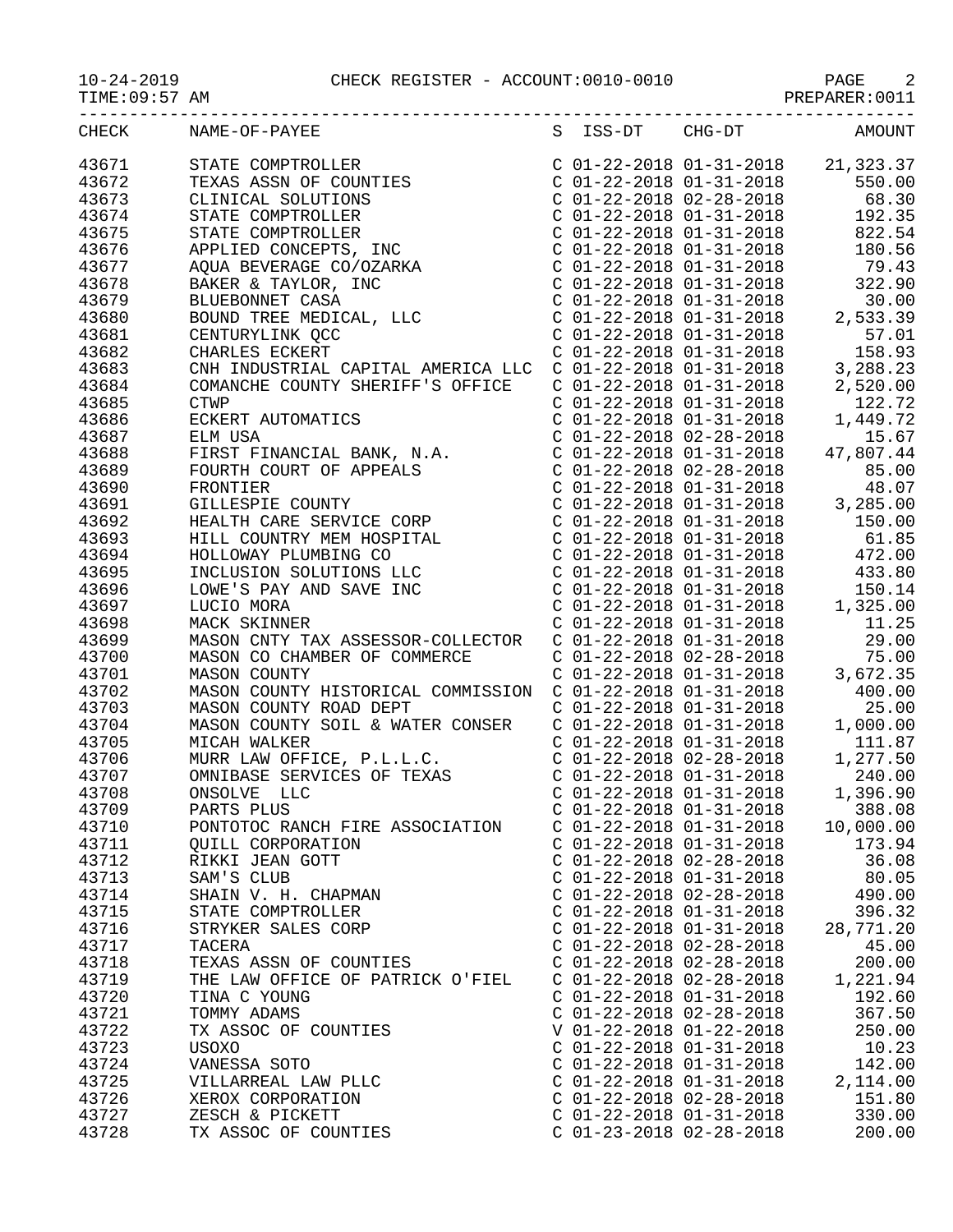CHECK REGISTER - ACCOUNT:0010-0010

| CHECK | NAME-OF-PAYEE | S | ISS-DT | CHG-DT | AMOUNT |
|---|---|---|---|---|---|
| 43671 | STATE COMPTROLLER | C | 01-22-2018 | 01-31-2018 | 21,323.37 |
| 43672 | TEXAS ASSN OF COUNTIES | C | 01-22-2018 | 01-31-2018 | 550.00 |
| 43673 | CLINICAL SOLUTIONS | C | 01-22-2018 | 02-28-2018 | 68.30 |
| 43674 | STATE COMPTROLLER | C | 01-22-2018 | 01-31-2018 | 192.35 |
| 43675 | STATE COMPTROLLER | C | 01-22-2018 | 01-31-2018 | 822.54 |
| 43676 | APPLIED CONCEPTS, INC | C | 01-22-2018 | 01-31-2018 | 180.56 |
| 43677 | AQUA BEVERAGE CO/OZARKA | C | 01-22-2018 | 01-31-2018 | 79.43 |
| 43678 | BAKER & TAYLOR, INC | C | 01-22-2018 | 01-31-2018 | 322.90 |
| 43679 | BLUEBONNET CASA | C | 01-22-2018 | 01-31-2018 | 30.00 |
| 43680 | BOUND TREE MEDICAL, LLC | C | 01-22-2018 | 01-31-2018 | 2,533.39 |
| 43681 | CENTURYLINK QCC | C | 01-22-2018 | 01-31-2018 | 57.01 |
| 43682 | CHARLES ECKERT | C | 01-22-2018 | 01-31-2018 | 158.93 |
| 43683 | CNH INDUSTRIAL CAPITAL AMERICA LLC | C | 01-22-2018 | 01-31-2018 | 3,288.23 |
| 43684 | COMANCHE COUNTY SHERIFF'S OFFICE | C | 01-22-2018 | 01-31-2018 | 2,520.00 |
| 43685 | CTWP | C | 01-22-2018 | 01-31-2018 | 122.72 |
| 43686 | ECKERT AUTOMATICS | C | 01-22-2018 | 01-31-2018 | 1,449.72 |
| 43687 | ELM USA | C | 01-22-2018 | 02-28-2018 | 15.67 |
| 43688 | FIRST FINANCIAL BANK, N.A. | C | 01-22-2018 | 01-31-2018 | 47,807.44 |
| 43689 | FOURTH COURT OF APPEALS | C | 01-22-2018 | 02-28-2018 | 85.00 |
| 43690 | FRONTIER | C | 01-22-2018 | 01-31-2018 | 48.07 |
| 43691 | GILLESPIE COUNTY | C | 01-22-2018 | 01-31-2018 | 3,285.00 |
| 43692 | HEALTH CARE SERVICE CORP | C | 01-22-2018 | 01-31-2018 | 150.00 |
| 43693 | HILL COUNTRY MEM HOSPITAL | C | 01-22-2018 | 01-31-2018 | 61.85 |
| 43694 | HOLLOWAY PLUMBING CO | C | 01-22-2018 | 01-31-2018 | 472.00 |
| 43695 | INCLUSION SOLUTIONS LLC | C | 01-22-2018 | 01-31-2018 | 433.80 |
| 43696 | LOWE'S PAY AND SAVE INC | C | 01-22-2018 | 01-31-2018 | 150.14 |
| 43697 | LUCIO MORA | C | 01-22-2018 | 01-31-2018 | 1,325.00 |
| 43698 | MACK SKINNER | C | 01-22-2018 | 01-31-2018 | 11.25 |
| 43699 | MASON CNTY TAX ASSESSOR-COLLECTOR | C | 01-22-2018 | 01-31-2018 | 29.00 |
| 43700 | MASON CO CHAMBER OF COMMERCE | C | 01-22-2018 | 02-28-2018 | 75.00 |
| 43701 | MASON COUNTY | C | 01-22-2018 | 01-31-2018 | 3,672.35 |
| 43702 | MASON COUNTY HISTORICAL COMMISSION | C | 01-22-2018 | 01-31-2018 | 400.00 |
| 43703 | MASON COUNTY ROAD DEPT | C | 01-22-2018 | 01-31-2018 | 25.00 |
| 43704 | MASON COUNTY SOIL & WATER CONSER | C | 01-22-2018 | 01-31-2018 | 1,000.00 |
| 43705 | MICAH WALKER | C | 01-22-2018 | 01-31-2018 | 111.87 |
| 43706 | MURR LAW OFFICE, P.L.L.C. | C | 01-22-2018 | 02-28-2018 | 1,277.50 |
| 43707 | OMNIBASE SERVICES OF TEXAS | C | 01-22-2018 | 01-31-2018 | 240.00 |
| 43708 | ONSOLVE LLC | C | 01-22-2018 | 01-31-2018 | 1,396.90 |
| 43709 | PARTS PLUS | C | 01-22-2018 | 01-31-2018 | 388.08 |
| 43710 | PONTOTOC RANCH FIRE ASSOCIATION | C | 01-22-2018 | 01-31-2018 | 10,000.00 |
| 43711 | QUILL CORPORATION | C | 01-22-2018 | 01-31-2018 | 173.94 |
| 43712 | RIKKI JEAN GOTT | C | 01-22-2018 | 02-28-2018 | 36.08 |
| 43713 | SAM'S CLUB | C | 01-22-2018 | 01-31-2018 | 80.05 |
| 43714 | SHAIN V. H. CHAPMAN | C | 01-22-2018 | 02-28-2018 | 490.00 |
| 43715 | STATE COMPTROLLER | C | 01-22-2018 | 01-31-2018 | 396.32 |
| 43716 | STRYKER SALES CORP | C | 01-22-2018 | 01-31-2018 | 28,771.20 |
| 43717 | TACERA | C | 01-22-2018 | 02-28-2018 | 45.00 |
| 43718 | TEXAS ASSN OF COUNTIES | C | 01-22-2018 | 02-28-2018 | 200.00 |
| 43719 | THE LAW OFFICE OF PATRICK O'FIEL | C | 01-22-2018 | 02-28-2018 | 1,221.94 |
| 43720 | TINA C YOUNG | C | 01-22-2018 | 01-31-2018 | 192.60 |
| 43721 | TOMMY ADAMS | C | 01-22-2018 | 02-28-2018 | 367.50 |
| 43722 | TX ASSOC OF COUNTIES | V | 01-22-2018 | 01-22-2018 | 250.00 |
| 43723 | USOXO | C | 01-22-2018 | 01-31-2018 | 10.23 |
| 43724 | VANESSA SOTO | C | 01-22-2018 | 01-31-2018 | 142.00 |
| 43725 | VILLARREAL LAW PLLC | C | 01-22-2018 | 01-31-2018 | 2,114.00 |
| 43726 | XEROX CORPORATION | C | 01-22-2018 | 02-28-2018 | 151.80 |
| 43727 | ZESCH & PICKETT | C | 01-22-2018 | 01-31-2018 | 330.00 |
| 43728 | TX ASSOC OF COUNTIES | C | 01-23-2018 | 02-28-2018 | 200.00 |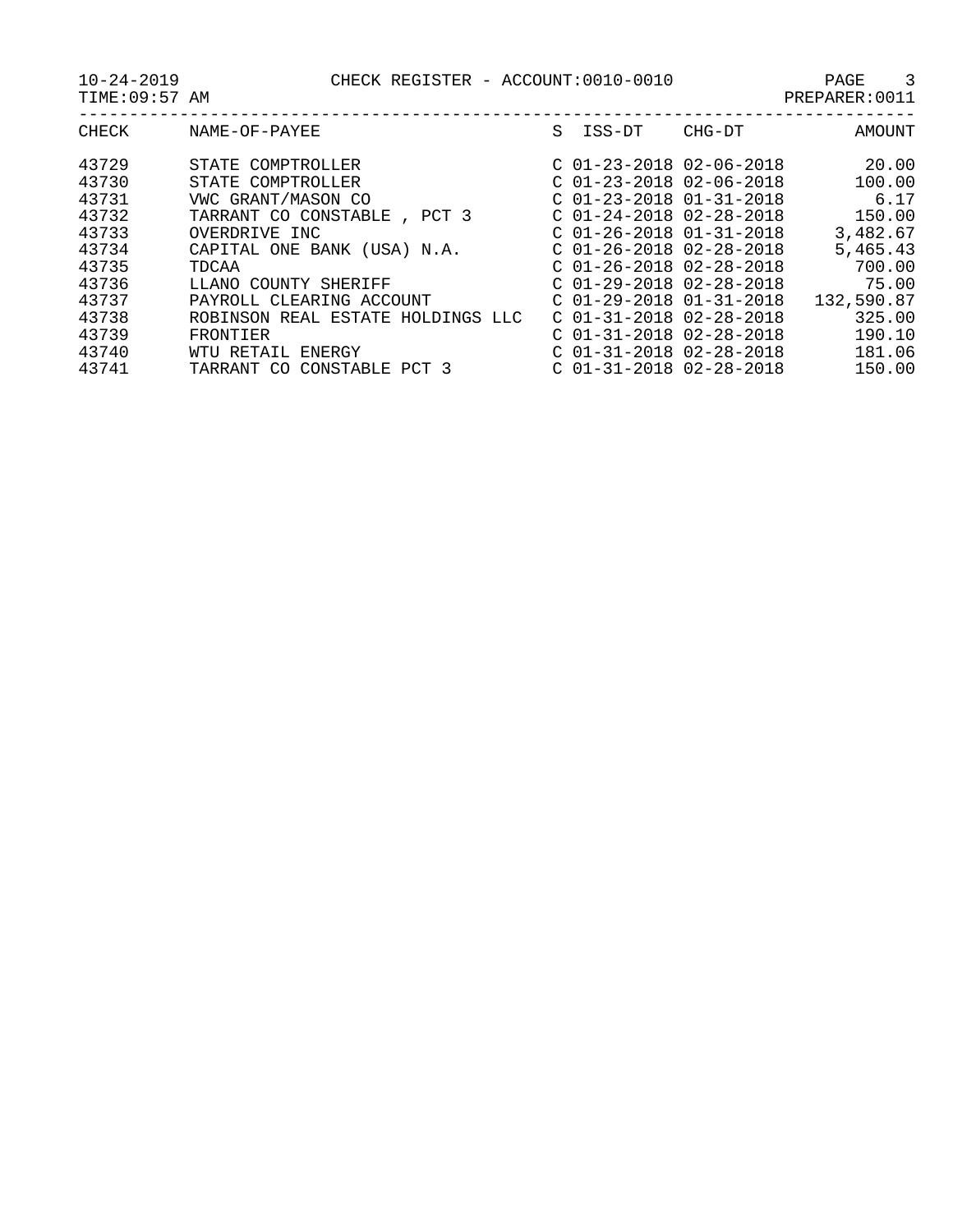| CHECK | NAME-OF-PAYEE | S | ISS-DT | CHG-DT | AMOUNT |
|---|---|---|---|---|---|
| 43729 | STATE COMPTROLLER | C | 01-23-2018 | 02-06-2018 | 20.00 |
| 43730 | STATE COMPTROLLER | C | 01-23-2018 | 02-06-2018 | 100.00 |
| 43731 | VWC GRANT/MASON CO | C | 01-23-2018 | 01-31-2018 | 6.17 |
| 43732 | TARRANT CO CONSTABLE , PCT 3 | C | 01-24-2018 | 02-28-2018 | 150.00 |
| 43733 | OVERDRIVE INC | C | 01-26-2018 | 01-31-2018 | 3,482.67 |
| 43734 | CAPITAL ONE BANK (USA) N.A. | C | 01-26-2018 | 02-28-2018 | 5,465.43 |
| 43735 | TDCAA | C | 01-26-2018 | 02-28-2018 | 700.00 |
| 43736 | LLANO COUNTY SHERIFF | C | 01-29-2018 | 02-28-2018 | 75.00 |
| 43737 | PAYROLL CLEARING ACCOUNT | C | 01-29-2018 | 01-31-2018 | 132,590.87 |
| 43738 | ROBINSON REAL ESTATE HOLDINGS LLC | C | 01-31-2018 | 02-28-2018 | 325.00 |
| 43739 | FRONTIER | C | 01-31-2018 | 02-28-2018 | 190.10 |
| 43740 | WTU RETAIL ENERGY | C | 01-31-2018 | 02-28-2018 | 181.06 |
| 43741 | TARRANT CO CONSTABLE PCT 3 | C | 01-31-2018 | 02-28-2018 | 150.00 |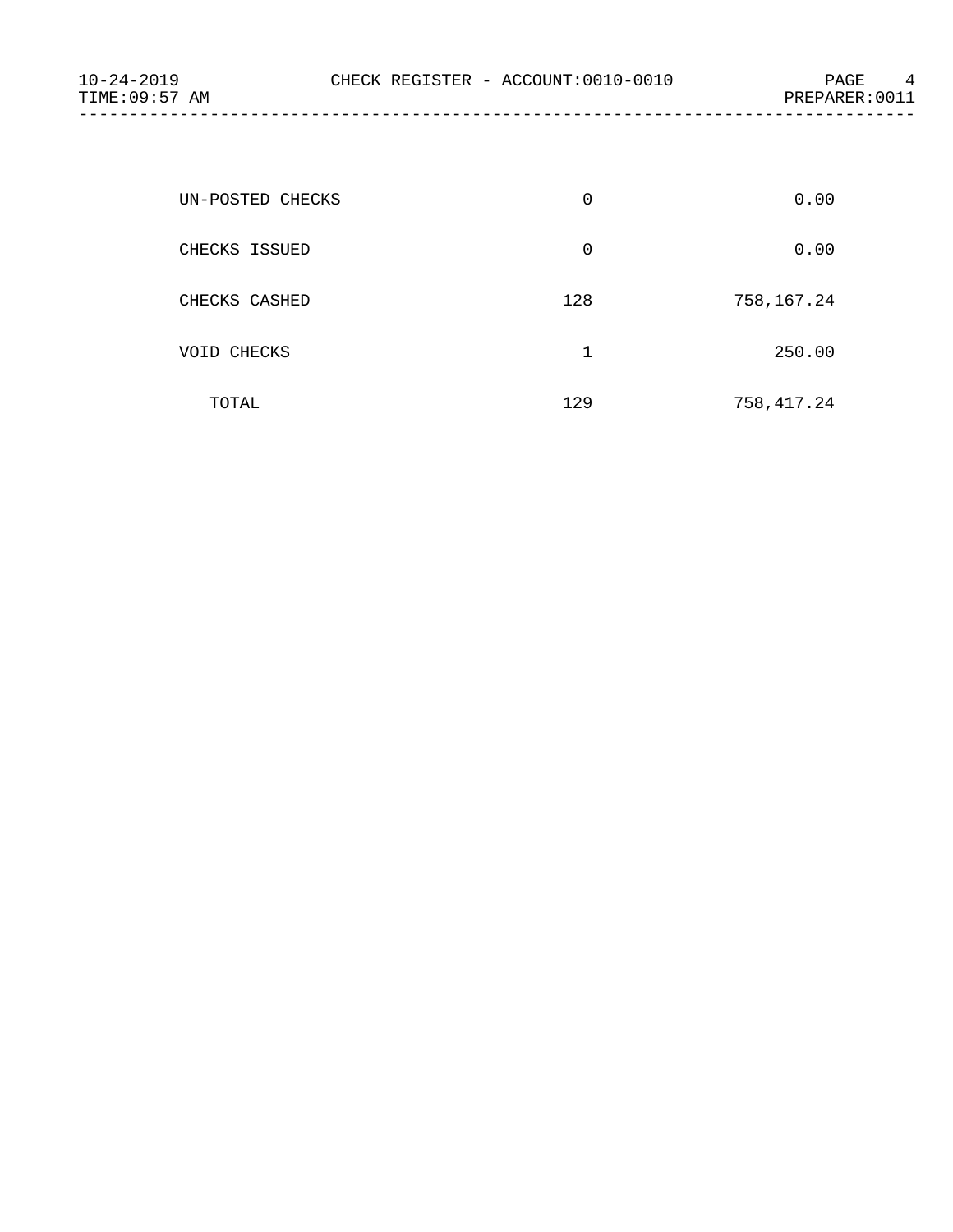CHECK REGISTER - ACCOUNT:0010-0010

| | | |
|---|---|---|
| UN-POSTED CHECKS | 0 | 0.00 |
| CHECKS ISSUED | 0 | 0.00 |
| CHECKS CASHED | 128 | 758,167.24 |
| VOID CHECKS | 1 | 250.00 |
| TOTAL | 129 | 758,417.24 |